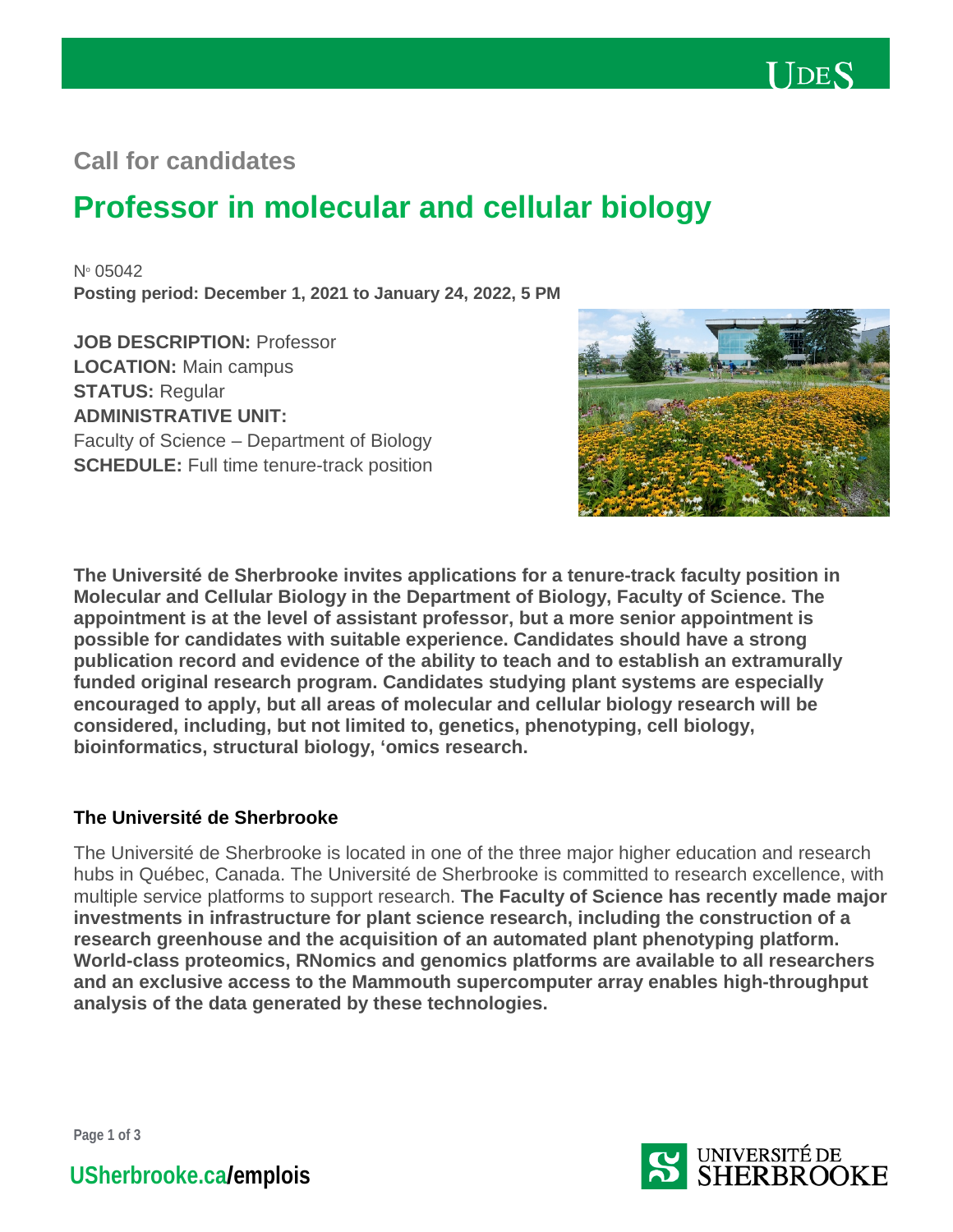## Call for candidates

# Professor in molecular and cellular biology

N° 05042

**Posting period: December 1, 2021 to January 24, 2022, 5 PM**

**JOB DESCRIPTION:** Professor
**LOCATION:** Main campus
**STATUS:** Regular
**ADMINISTRATIVE UNIT:**
Faculty of Science – Department of Biology
**SCHEDULE:** Full time tenure-track position

**The Université de Sherbrooke invites applications for a tenure-track faculty position in Molecular and Cellular Biology in the Department of Biology, Faculty of Science. The appointment is at the level of assistant professor, but a more senior appointment is possible for candidates with suitable experience. Candidates should have a strong publication record and evidence of the ability to teach and to establish an extramurally funded original research program. Candidates studying plant systems are especially encouraged to apply, but all areas of molecular and cellular biology research will be considered, including, but not limited to, genetics, phenotyping, cell biology, bioinformatics, structural biology, 'omics research.**

### The Université de Sherbrooke

The Université de Sherbrooke is located in one of the three major higher education and research hubs in Québec, Canada. The Université de Sherbrooke is committed to research excellence, with multiple service platforms to support research. **The Faculty of Science has recently made major investments in infrastructure for plant science research, including the construction of a research greenhouse and the acquisition of an automated plant phenotyping platform. World-class proteomics, RNomics and genomics platforms are available to all researchers and an exclusive access to the Mammouth supercomputer array enables high-throughput analysis of the data generated by these technologies.**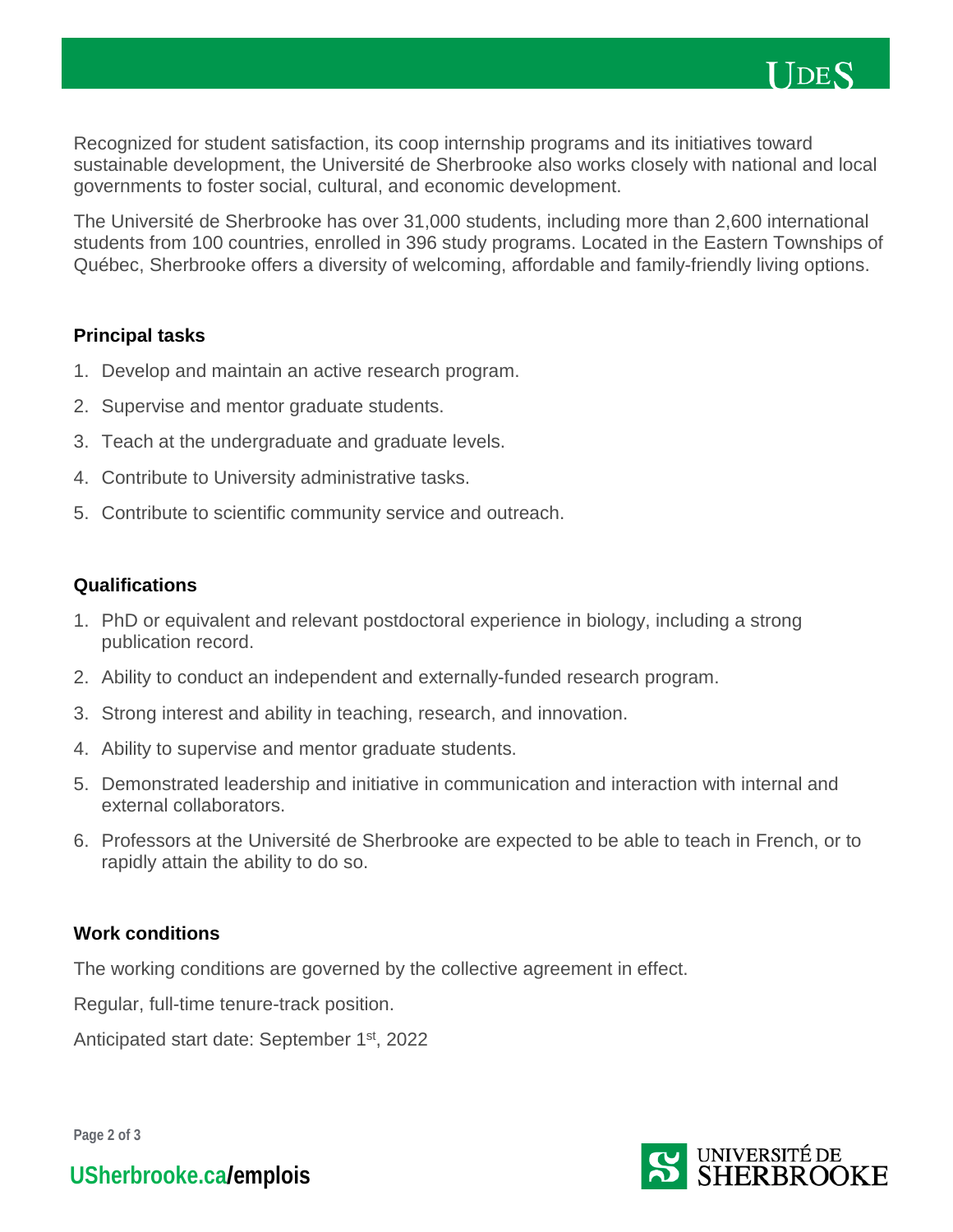Recognized for student satisfaction, its coop internship programs and its initiatives toward sustainable development, the Université de Sherbrooke also works closely with national and local governments to foster social, cultural, and economic development.

The Université de Sherbrooke has over 31,000 students, including more than 2,600 international students from 100 countries, enrolled in 396 study programs. Located in the Eastern Townships of Québec, Sherbrooke offers a diversity of welcoming, affordable and family-friendly living options.

**Principal tasks**

1. Develop and maintain an active research program.
2. Supervise and mentor graduate students.
3. Teach at the undergraduate and graduate levels.
4. Contribute to University administrative tasks.
5. Contribute to scientific community service and outreach.

**Qualifications**

1. PhD or equivalent and relevant postdoctoral experience in biology, including a strong publication record.
2. Ability to conduct an independent and externally-funded research program.
3. Strong interest and ability in teaching, research, and innovation.
4. Ability to supervise and mentor graduate students.
5. Demonstrated leadership and initiative in communication and interaction with internal and external collaborators.
6. Professors at the Université de Sherbrooke are expected to be able to teach in French, or to rapidly attain the ability to do so.

**Work conditions**

The working conditions are governed by the collective agreement in effect.

Regular, full-time tenure-track position.

Anticipated start date: September 1st, 2022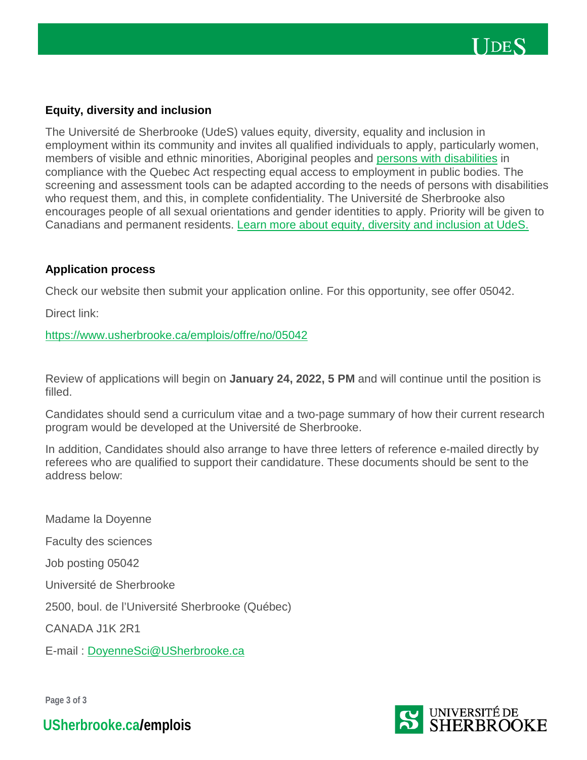### Equity, diversity and inclusion

The Université de Sherbrooke (UdeS) values equity, diversity, equality and inclusion in employment within its community and invites all qualified individuals to apply, particularly women, members of visible and ethnic minorities, Aboriginal peoples and persons with disabilities in compliance with the Quebec Act respecting equal access to employment in public bodies. The screening and assessment tools can be adapted according to the needs of persons with disabilities who request them, and this, in complete confidentiality. The Université de Sherbrooke also encourages people of all sexual orientations and gender identities to apply. Priority will be given to Canadians and permanent residents. Learn more about equity, diversity and inclusion at UdeS.

### Application process

Check our website then submit your application online. For this opportunity, see offer 05042.

Direct link:

https://www.usherbrooke.ca/emplois/offre/no/05042

Review of applications will begin on **January 24, 2022, 5 PM** and will continue until the position is filled.

Candidates should send a curriculum vitae and a two-page summary of how their current research program would be developed at the Université de Sherbrooke.

In addition, Candidates should also arrange to have three letters of reference e-mailed directly by referees who are qualified to support their candidature. These documents should be sent to the address below:

Madame la Doyenne

Faculty des sciences

Job posting 05042

Université de Sherbrooke

2500, boul. de l'Université Sherbrooke (Québec)

CANADA J1K 2R1

E-mail : DoyenneSci@USherbrooke.ca